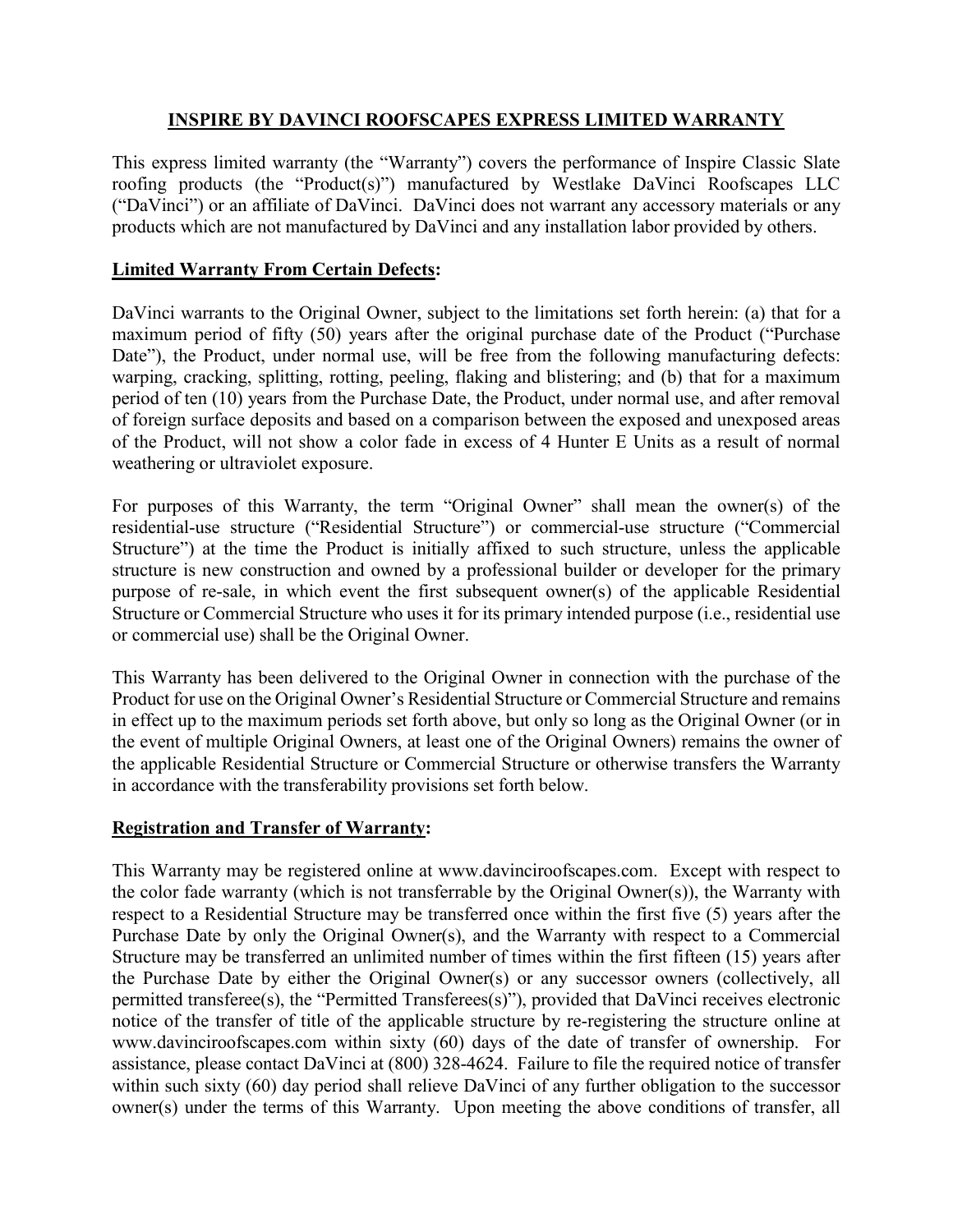# INSPIRE BY DAVINCI ROOFSCAPES EXPRESS LIMITED WARRANTY

This express limited warranty (the "Warranty") covers the performance of Inspire Classic Slate roofing products (the "Product(s)") manufactured by Westlake DaVinci Roofscapes LLC ("DaVinci") or an affiliate of DaVinci. DaVinci does not warrant any accessory materials or any products which are not manufactured by DaVinci and any installation labor provided by others.

## Limited Warranty From Certain Defects:

DaVinci warrants to the Original Owner, subject to the limitations set forth herein: (a) that for a maximum period of fifty (50) years after the original purchase date of the Product ("Purchase Date"), the Product, under normal use, will be free from the following manufacturing defects: warping, cracking, splitting, rotting, peeling, flaking and blistering; and (b) that for a maximum period of ten (10) years from the Purchase Date, the Product, under normal use, and after removal of foreign surface deposits and based on a comparison between the exposed and unexposed areas of the Product, will not show a color fade in excess of 4 Hunter E Units as a result of normal weathering or ultraviolet exposure.

For purposes of this Warranty, the term "Original Owner" shall mean the owner(s) of the residential-use structure ("Residential Structure") or commercial-use structure ("Commercial Structure") at the time the Product is initially affixed to such structure, unless the applicable structure is new construction and owned by a professional builder or developer for the primary purpose of re-sale, in which event the first subsequent owner(s) of the applicable Residential Structure or Commercial Structure who uses it for its primary intended purpose (i.e., residential use or commercial use) shall be the Original Owner.

This Warranty has been delivered to the Original Owner in connection with the purchase of the Product for use on the Original Owner's Residential Structure or Commercial Structure and remains in effect up to the maximum periods set forth above, but only so long as the Original Owner (or in the event of multiple Original Owners, at least one of the Original Owners) remains the owner of the applicable Residential Structure or Commercial Structure or otherwise transfers the Warranty in accordance with the transferability provisions set forth below.

## Registration and Transfer of Warranty:

This Warranty may be registered online at www.davinciroofscapes.com. Except with respect to the color fade warranty (which is not transferrable by the Original Owner(s)), the Warranty with respect to a Residential Structure may be transferred once within the first five (5) years after the Purchase Date by only the Original Owner(s), and the Warranty with respect to a Commercial Structure may be transferred an unlimited number of times within the first fifteen (15) years after the Purchase Date by either the Original Owner(s) or any successor owners (collectively, all permitted transferee(s), the "Permitted Transferees(s)"), provided that DaVinci receives electronic notice of the transfer of title of the applicable structure by re-registering the structure online at www.davinciroofscapes.com within sixty (60) days of the date of transfer of ownership. For assistance, please contact DaVinci at (800) 328-4624. Failure to file the required notice of transfer within such sixty (60) day period shall relieve DaVinci of any further obligation to the successor owner(s) under the terms of this Warranty. Upon meeting the above conditions of transfer, all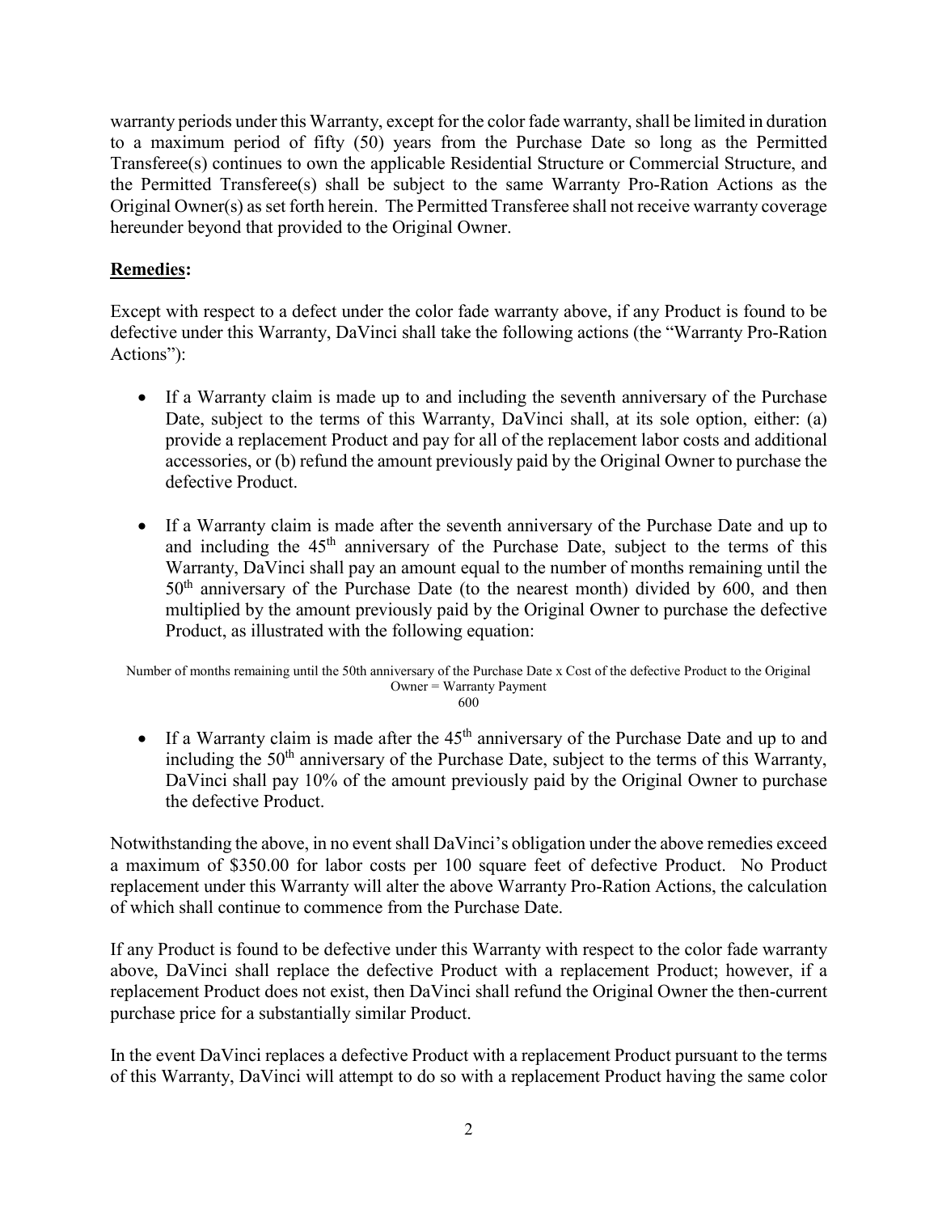warranty periods under this Warranty, except for the color fade warranty, shall be limited in duration to a maximum period of fifty (50) years from the Purchase Date so long as the Permitted Transferee(s) continues to own the applicable Residential Structure or Commercial Structure, and the Permitted Transferee(s) shall be subject to the same Warranty Pro-Ration Actions as the Original Owner(s) as set forth herein. The Permitted Transferee shall not receive warranty coverage hereunder beyond that provided to the Original Owner.

**Remedies:**

Except with respect to a defect under the color fade warranty above, if any Product is found to be defective under this Warranty, DaVinci shall take the following actions (the "Warranty Pro-Ration Actions"):

- If a Warranty claim is made up to and including the seventh anniversary of the Purchase Date, subject to the terms of this Warranty, DaVinci shall, at its sole option, either: (a) provide a replacement Product and pay for all of the replacement labor costs and additional accessories, or (b) refund the amount previously paid by the Original Owner to purchase the defective Product.

- If a Warranty claim is made after the seventh anniversary of the Purchase Date and up to and including the 45th anniversary of the Purchase Date, subject to the terms of this Warranty, DaVinci shall pay an amount equal to the number of months remaining until the 50th anniversary of the Purchase Date (to the nearest month) divided by 600, and then multiplied by the amount previously paid by the Original Owner to purchase the defective Product, as illustrated with the following equation:

$$\frac{\text{Number of months remaining until the 50th anniversary of the Purchase Date} \times \text{Cost of the defective Product to the Original Owner}}{600} = \text{Warranty Payment}$$

- If a Warranty claim is made after the 45th anniversary of the Purchase Date and up to and including the 50th anniversary of the Purchase Date, subject to the terms of this Warranty, DaVinci shall pay 10% of the amount previously paid by the Original Owner to purchase the defective Product.

Notwithstanding the above, in no event shall DaVinci's obligation under the above remedies exceed a maximum of $350.00 for labor costs per 100 square feet of defective Product. No Product replacement under this Warranty will alter the above Warranty Pro-Ration Actions, the calculation of which shall continue to commence from the Purchase Date.

If any Product is found to be defective under this Warranty with respect to the color fade warranty above, DaVinci shall replace the defective Product with a replacement Product; however, if a replacement Product does not exist, then DaVinci shall refund the Original Owner the then-current purchase price for a substantially similar Product.

In the event DaVinci replaces a defective Product with a replacement Product pursuant to the terms of this Warranty, DaVinci will attempt to do so with a replacement Product having the same color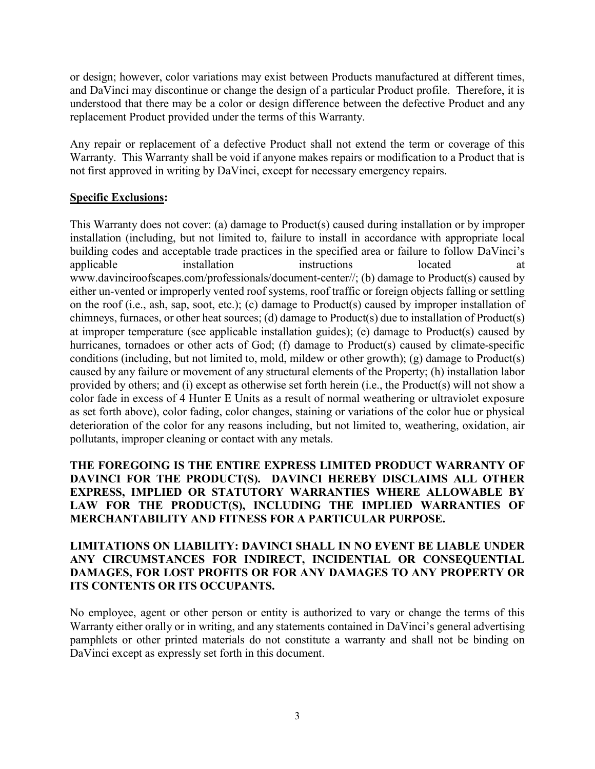or design; however, color variations may exist between Products manufactured at different times, and DaVinci may discontinue or change the design of a particular Product profile. Therefore, it is understood that there may be a color or design difference between the defective Product and any replacement Product provided under the terms of this Warranty.

Any repair or replacement of a defective Product shall not extend the term or coverage of this Warranty. This Warranty shall be void if anyone makes repairs or modification to a Product that is not first approved in writing by DaVinci, except for necessary emergency repairs.

**Specific Exclusions:**

This Warranty does not cover: (a) damage to Product(s) caused during installation or by improper installation (including, but not limited to, failure to install in accordance with appropriate local building codes and acceptable trade practices in the specified area or failure to follow DaVinci's applicable installation instructions located at www.davinciroofscapes.com/professionals/document-center//; (b) damage to Product(s) caused by either un-vented or improperly vented roof systems, roof traffic or foreign objects falling or settling on the roof (i.e., ash, sap, soot, etc.); (c) damage to Product(s) caused by improper installation of chimneys, furnaces, or other heat sources; (d) damage to Product(s) due to installation of Product(s) at improper temperature (see applicable installation guides); (e) damage to Product(s) caused by hurricanes, tornadoes or other acts of God; (f) damage to Product(s) caused by climate-specific conditions (including, but not limited to, mold, mildew or other growth); (g) damage to Product(s) caused by any failure or movement of any structural elements of the Property; (h) installation labor provided by others; and (i) except as otherwise set forth herein (i.e., the Product(s) will not show a color fade in excess of 4 Hunter E Units as a result of normal weathering or ultraviolet exposure as set forth above), color fading, color changes, staining or variations of the color hue or physical deterioration of the color for any reasons including, but not limited to, weathering, oxidation, air pollutants, improper cleaning or contact with any metals.

**THE FOREGOING IS THE ENTIRE EXPRESS LIMITED PRODUCT WARRANTY OF DAVINCI FOR THE PRODUCT(S). DAVINCI HEREBY DISCLAIMS ALL OTHER EXPRESS, IMPLIED OR STATUTORY WARRANTIES WHERE ALLOWABLE BY LAW FOR THE PRODUCT(S), INCLUDING THE IMPLIED WARRANTIES OF MERCHANTABILITY AND FITNESS FOR A PARTICULAR PURPOSE.**

**LIMITATIONS ON LIABILITY: DAVINCI SHALL IN NO EVENT BE LIABLE UNDER ANY CIRCUMSTANCES FOR INDIRECT, INCIDENTIAL OR CONSEQUENTIAL DAMAGES, FOR LOST PROFITS OR FOR ANY DAMAGES TO ANY PROPERTY OR ITS CONTENTS OR ITS OCCUPANTS.**

No employee, agent or other person or entity is authorized to vary or change the terms of this Warranty either orally or in writing, and any statements contained in DaVinci's general advertising pamphlets or other printed materials do not constitute a warranty and shall not be binding on DaVinci except as expressly set forth in this document.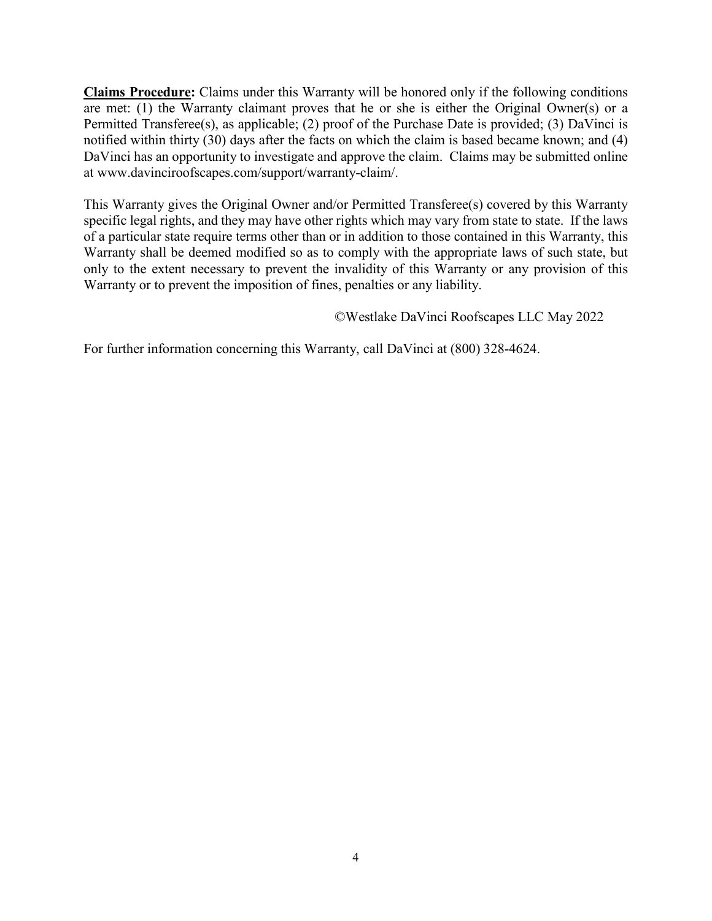**Claims Procedure:** Claims under this Warranty will be honored only if the following conditions are met: (1) the Warranty claimant proves that he or she is either the Original Owner(s) or a Permitted Transferee(s), as applicable; (2) proof of the Purchase Date is provided; (3) DaVinci is notified within thirty (30) days after the facts on which the claim is based became known; and (4) DaVinci has an opportunity to investigate and approve the claim. Claims may be submitted online at www.davinciroofscapes.com/support/warranty-claim/.

This Warranty gives the Original Owner and/or Permitted Transferee(s) covered by this Warranty specific legal rights, and they may have other rights which may vary from state to state. If the laws of a particular state require terms other than or in addition to those contained in this Warranty, this Warranty shall be deemed modified so as to comply with the appropriate laws of such state, but only to the extent necessary to prevent the invalidity of this Warranty or any provision of this Warranty or to prevent the imposition of fines, penalties or any liability.

©Westlake DaVinci Roofscapes LLC May 2022

For further information concerning this Warranty, call DaVinci at (800) 328-4624.